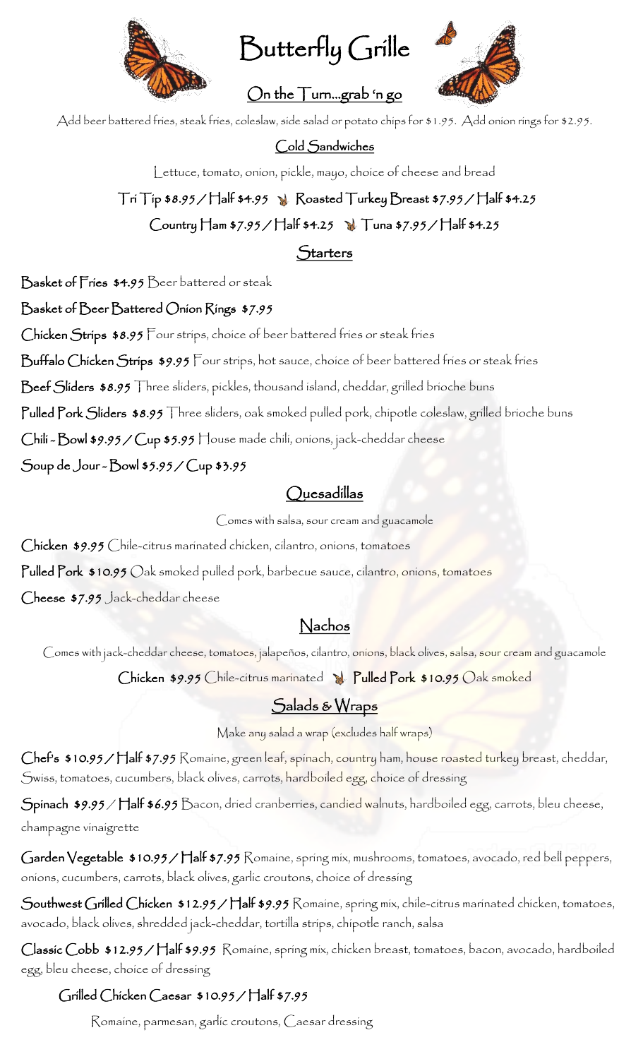# Butterfly Grille

## On the Turn...grab 'n go

Add beer battered fries, steak fries, coleslaw, side salad or potato chips for $1.95. Add onion rings for $2.95.

### Cold Sandwiches

Lettuce, tomato, onion, pickle, mayo, choice of cheese and bread

**Tri Tip** $8.95 / Half $4.95 · **Roasted Turkey Breast** $7.95 / Half $4.25

**Country Ham** $7.95 / Half $4.25 · **Tuna** $7.95 / Half $4.25

### Starters

**Basket of Fries** $4.95 Beer battered or steak

**Basket of Beer Battered Onion Rings** $7.95

**Chicken Strips** $8.95 Four strips, choice of beer battered fries or steak fries

**Buffalo Chicken Strips** $9.95 Four strips, hot sauce, choice of beer battered fries or steak fries

**Beef Sliders** $8.95 Three sliders, pickles, thousand island, cheddar, grilled brioche buns

**Pulled Pork Sliders** $8.95 Three sliders, oak smoked pulled pork, chipotle coleslaw, grilled brioche buns

**Chili - Bowl** $9.95 / **Cup** $5.95 House made chili, onions, jack-cheddar cheese

**Soup de Jour - Bowl** $5.95 / **Cup** $3.95

### Quesadillas

Comes with salsa, sour cream and guacamole

**Chicken** $9.95 Chile-citrus marinated chicken, cilantro, onions, tomatoes

**Pulled Pork** $10.95 Oak smoked pulled pork, barbecue sauce, cilantro, onions, tomatoes

**Cheese** $7.95 Jack-cheddar cheese

### Nachos

Comes with jack-cheddar cheese, tomatoes, jalapeños, cilantro, onions, black olives, salsa, sour cream and guacamole

**Chicken** $9.95 Chile-citrus marinated · **Pulled Pork** $10.95 Oak smoked

### Salads & Wraps

Make any salad a wrap (excludes half wraps)

**Chef's** $10.95 / Half $7.95 Romaine, green leaf, spinach, country ham, house roasted turkey breast, cheddar, Swiss, tomatoes, cucumbers, black olives, carrots, hardboiled egg, choice of dressing

**Spinach** $9.95 / Half $6.95 Bacon, dried cranberries, candied walnuts, hardboiled egg, carrots, bleu cheese, champagne vinaigrette

**Garden Vegetable** $10.95 / Half $7.95 Romaine, spring mix, mushrooms, tomatoes, avocado, red bell peppers, onions, cucumbers, carrots, black olives, garlic croutons, choice of dressing

**Southwest Grilled Chicken** $12.95 / Half $9.95 Romaine, spring mix, chile-citrus marinated chicken, tomatoes, avocado, black olives, shredded jack-cheddar, tortilla strips, chipotle ranch, salsa

**Classic Cobb** $12.95 / Half $9.95 Romaine, spring mix, chicken breast, tomatoes, bacon, avocado, hardboiled egg, bleu cheese, choice of dressing

**Grilled Chicken Caesar** $10.95 / Half $7.95

Romaine, parmesan, garlic croutons, Caesar dressing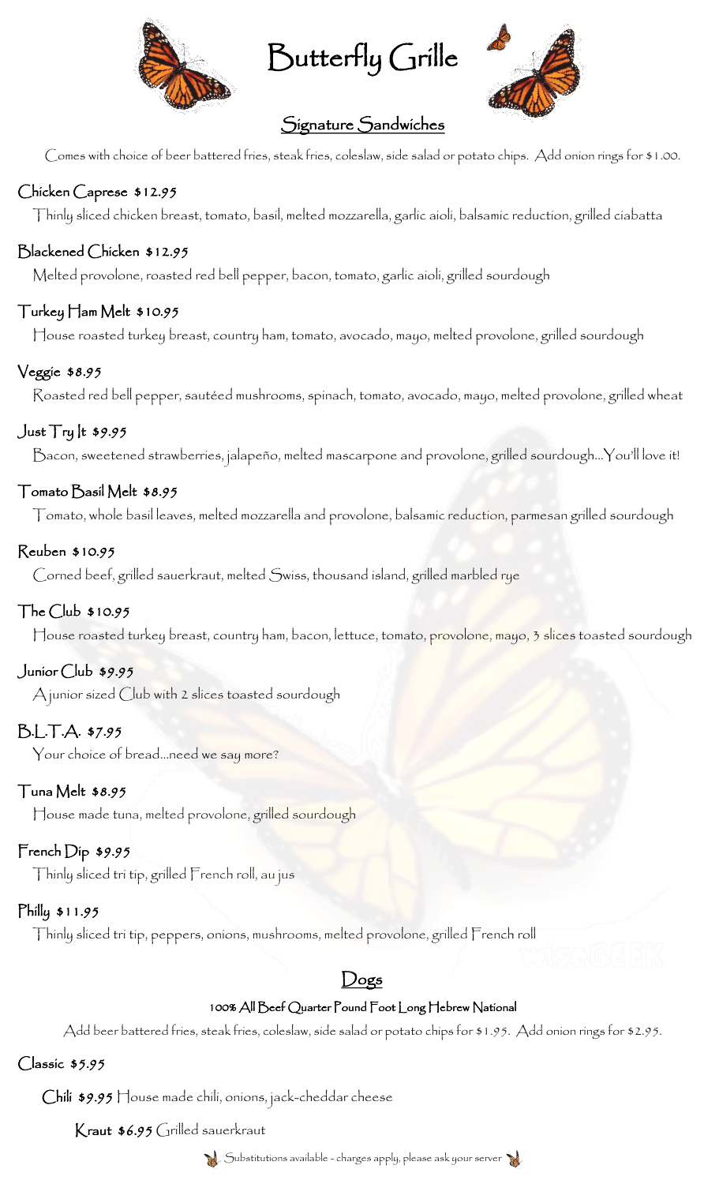# Butterfly Grille

## Signature Sandwiches

Comes with choice of beer battered fries, steak fries, coleslaw, side salad or potato chips. Add onion rings for $1.00.

### Chicken Caprese $12.95

Thinly sliced chicken breast, tomato, basil, melted mozzarella, garlic aioli, balsamic reduction, grilled ciabatta

### Blackened Chicken $12.95

Melted provolone, roasted red bell pepper, bacon, tomato, garlic aioli, grilled sourdough

### Turkey Ham Melt $10.95

House roasted turkey breast, country ham, tomato, avocado, mayo, melted provolone, grilled sourdough

### Veggie $8.95

Roasted red bell pepper, sautéed mushrooms, spinach, tomato, avocado, mayo, melted provolone, grilled wheat

### Just Try It $9.95

Bacon, sweetened strawberries, jalapeño, melted mascarpone and provolone, grilled sourdough…You'll love it!

### Tomato Basil Melt $8.95

Tomato, whole basil leaves, melted mozzarella and provolone, balsamic reduction, parmesan grilled sourdough

### Reuben $10.95

Corned beef, grilled sauerkraut, melted Swiss, thousand island, grilled marbled rye

### The Club $10.95

House roasted turkey breast, country ham, bacon, lettuce, tomato, provolone, mayo, 3 slices toasted sourdough

### Junior Club $9.95

A junior sized Club with 2 slices toasted sourdough

### B.L.T.A. $7.95

Your choice of bread…need we say more?

### Tuna Melt $8.95

House made tuna, melted provolone, grilled sourdough

### French Dip $9.95

Thinly sliced tri tip, grilled French roll, au jus

### Philly $11.95

Thinly sliced tri tip, peppers, onions, mushrooms, melted provolone, grilled French roll

## Dogs

**100% All Beef Quarter Pound Foot Long Hebrew National**

Add beer battered fries, steak fries, coleslaw, side salad or potato chips for $1.95. Add onion rings for $2.95.

### Classic $5.95

### Chili $9.95

House made chili, onions, jack-cheddar cheese

### Kraut $6.95

Grilled sauerkraut

Substitutions available - charges apply, please ask your server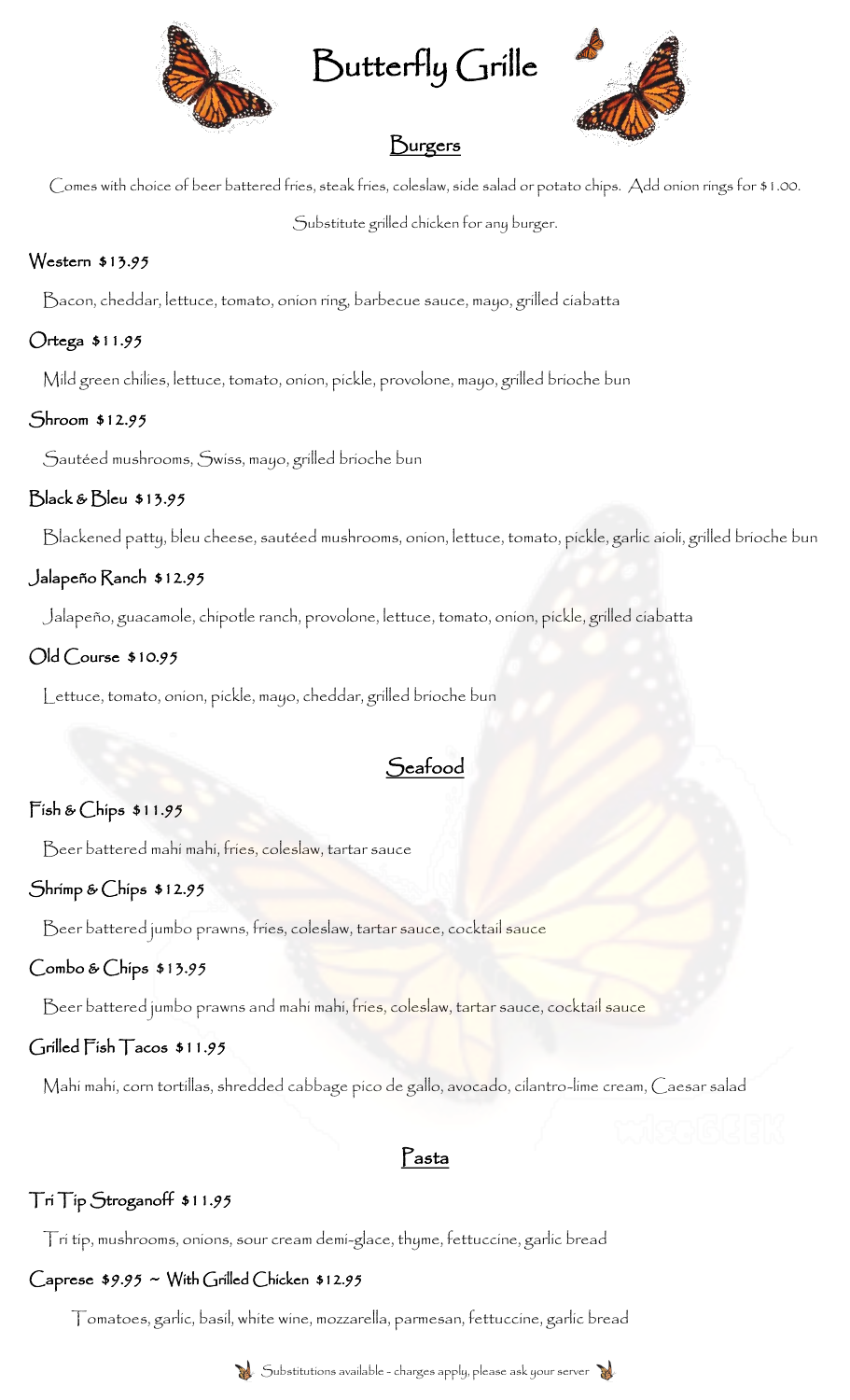# Butterfly Grille

## Burgers

Comes with choice of beer battered fries, steak fries, coleslaw, side salad or potato chips. Add onion rings for $1.00.

Substitute grilled chicken for any burger.

### Western $13.95

Bacon, cheddar, lettuce, tomato, onion ring, barbecue sauce, mayo, grilled ciabatta

### Ortega $11.95

Mild green chilies, lettuce, tomato, onion, pickle, provolone, mayo, grilled brioche bun

### Shroom $12.95

Sautéed mushrooms, Swiss, mayo, grilled brioche bun

### Black & Bleu $13.95

Blackened patty, bleu cheese, sautéed mushrooms, onion, lettuce, tomato, pickle, garlic aioli, grilled brioche bun

### Jalapeño Ranch $12.95

Jalapeño, guacamole, chipotle ranch, provolone, lettuce, tomato, onion, pickle, grilled ciabatta

### Old Course $10.95

Lettuce, tomato, onion, pickle, mayo, cheddar, grilled brioche bun

## Seafood

### Fish & Chips $11.95

Beer battered mahi mahi, fries, coleslaw, tartar sauce

### Shrimp & Chips $12.95

Beer battered jumbo prawns, fries, coleslaw, tartar sauce, cocktail sauce

### Combo & Chips $13.95

Beer battered jumbo prawns and mahi mahi, fries, coleslaw, tartar sauce, cocktail sauce

### Grilled Fish Tacos $11.95

Mahi mahi, corn tortillas, shredded cabbage pico de gallo, avocado, cilantro-lime cream, Caesar salad

## Pasta

### Tri Tip Stroganoff $11.95

Tri tip, mushrooms, onions, sour cream demi-glace, thyme, fettuccine, garlic bread

### Caprese $9.95 ~ With Grilled Chicken $12.95

Tomatoes, garlic, basil, white wine, mozzarella, parmesan, fettuccine, garlic bread

Substitutions available - charges apply, please ask your server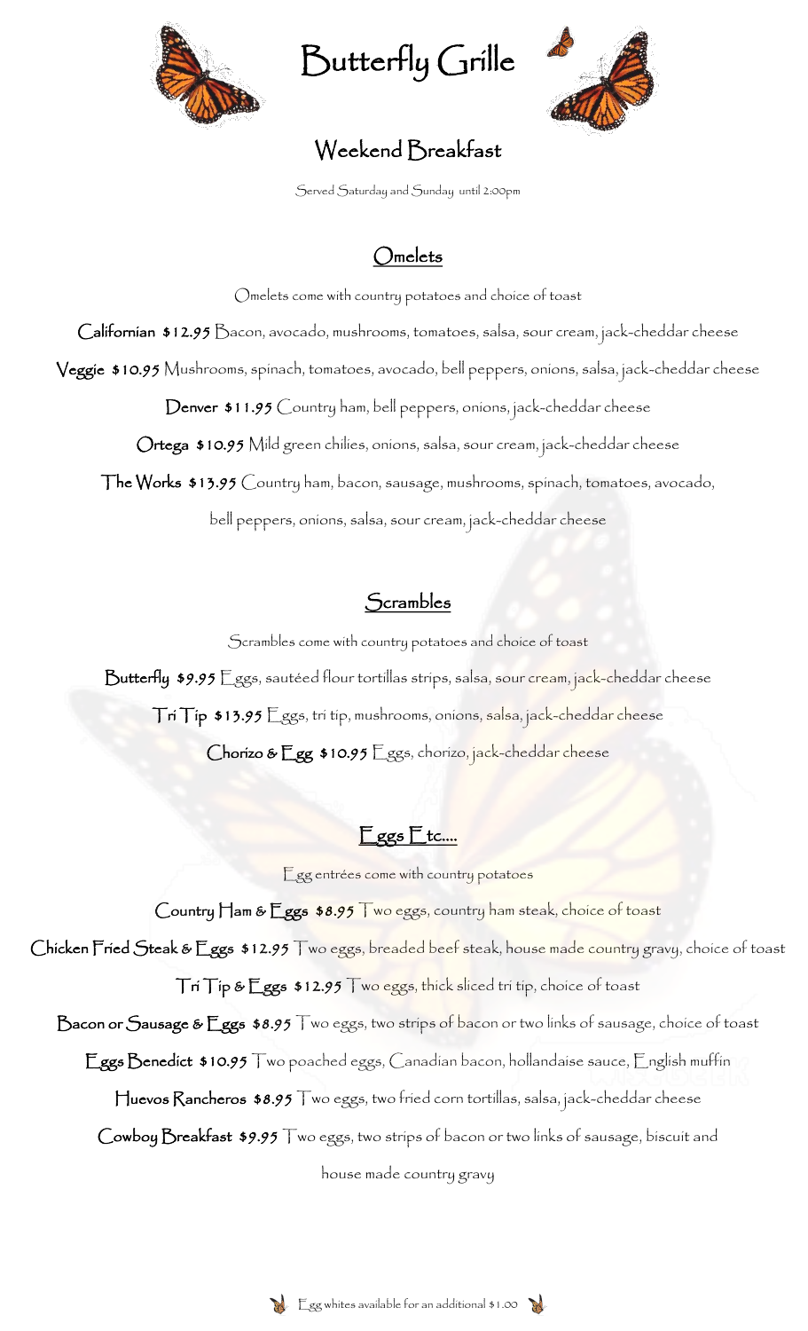# Butterfly Grille

## Weekend Breakfast

Served Saturday and Sunday until 2:00pm

### Omelets

Omelets come with country potatoes and choice of toast

**Californian** $12.95 Bacon, avocado, mushrooms, tomatoes, salsa, sour cream, jack-cheddar cheese

**Veggie** $10.95 Mushrooms, spinach, tomatoes, avocado, bell peppers, onions, salsa, jack-cheddar cheese

**Denver** $11.95 Country ham, bell peppers, onions, jack-cheddar cheese

**Ortega** $10.95 Mild green chilies, onions, salsa, sour cream, jack-cheddar cheese

**The Works** $13.95 Country ham, bacon, sausage, mushrooms, spinach, tomatoes, avocado, bell peppers, onions, salsa, sour cream, jack-cheddar cheese

### Scrambles

Scrambles come with country potatoes and choice of toast

**Butterfly** $9.95 Eggs, sautéed flour tortillas strips, salsa, sour cream, jack-cheddar cheese

**Tri Tip** $13.95 Eggs, tri tip, mushrooms, onions, salsa, jack-cheddar cheese

**Chorizo & Egg** $10.95 Eggs, chorizo, jack-cheddar cheese

### Eggs Etc....

Egg entrées come with country potatoes

**Country Ham & Eggs** $8.95 Two eggs, country ham steak, choice of toast

**Chicken Fried Steak & Eggs** $12.95 Two eggs, breaded beef steak, house made country gravy, choice of toast

**Tri Tip & Eggs** $12.95 Two eggs, thick sliced tri tip, choice of toast

**Bacon or Sausage & Eggs** $8.95 Two eggs, two strips of bacon or two links of sausage, choice of toast

**Eggs Benedict** $10.95 Two poached eggs, Canadian bacon, hollandaise sauce, English muffin

**Huevos Rancheros** $8.95 Two eggs, two fried corn tortillas, salsa, jack-cheddar cheese

**Cowboy Breakfast** $9.95 Two eggs, two strips of bacon or two links of sausage, biscuit and house made country gravy

Egg whites available for an additional $1.00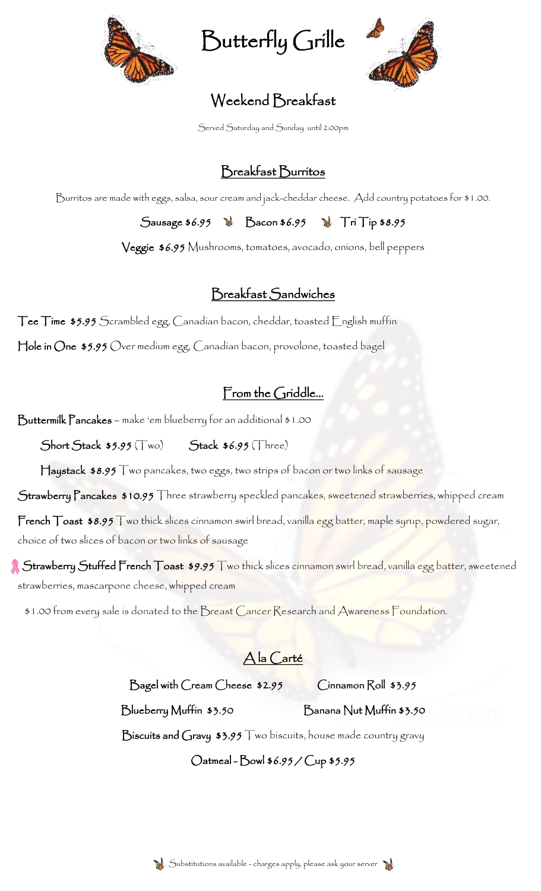# Butterfly Grille

## Weekend Breakfast

Served Saturday and Sunday until 2:00pm

### Breakfast Burritos

Burritos are made with eggs, salsa, sour cream and jack-cheddar cheese. Add country potatoes for $1.00.

**Sausage** *$6.95* **Bacon** *$6.95* **Tri Tip** *$8.95*

**Veggie** *$6.95* Mushrooms, tomatoes, avocado, onions, bell peppers

### Breakfast Sandwiches

**Tee Time** *$5.95* Scrambled egg, Canadian bacon, cheddar, toasted English muffin

**Hole in One** *$5.95* Over medium egg, Canadian bacon, provolone, toasted bagel

### From the Griddle…

**Buttermilk Pancakes** – make 'em blueberry for an additional $1.00

**Short Stack** *$5.95* (Two) **Stack** *$6.95* (Three)

**Haystack** *$8.95* Two pancakes, two eggs, two strips of bacon or two links of sausage

**Strawberry Pancakes** *$10.95* Three strawberry speckled pancakes, sweetened strawberries, whipped cream

**French Toast** *$8.95* Two thick slices cinnamon swirl bread, vanilla egg batter, maple syrup, powdered sugar, choice of two slices of bacon or two links of sausage

**Strawberry Stuffed French Toast** *$9.95* Two thick slices cinnamon swirl bread, vanilla egg batter, sweetened strawberries, mascarpone cheese, whipped cream

$1.00 from every sale is donated to the Breast Cancer Research and Awareness Foundation.

### A la Carté

**Bagel with Cream Cheese** *$2.95* **Cinnamon Roll** *$3.95*

**Blueberry Muffin** *$3.50* **Banana Nut Muffin** *$3.50*

**Biscuits and Gravy** *$3.95* Two biscuits, house made country gravy

**Oatmeal** - **Bowl** *$6.95* / **Cup** *$5.95*

Substitutions available - charges apply, please ask your server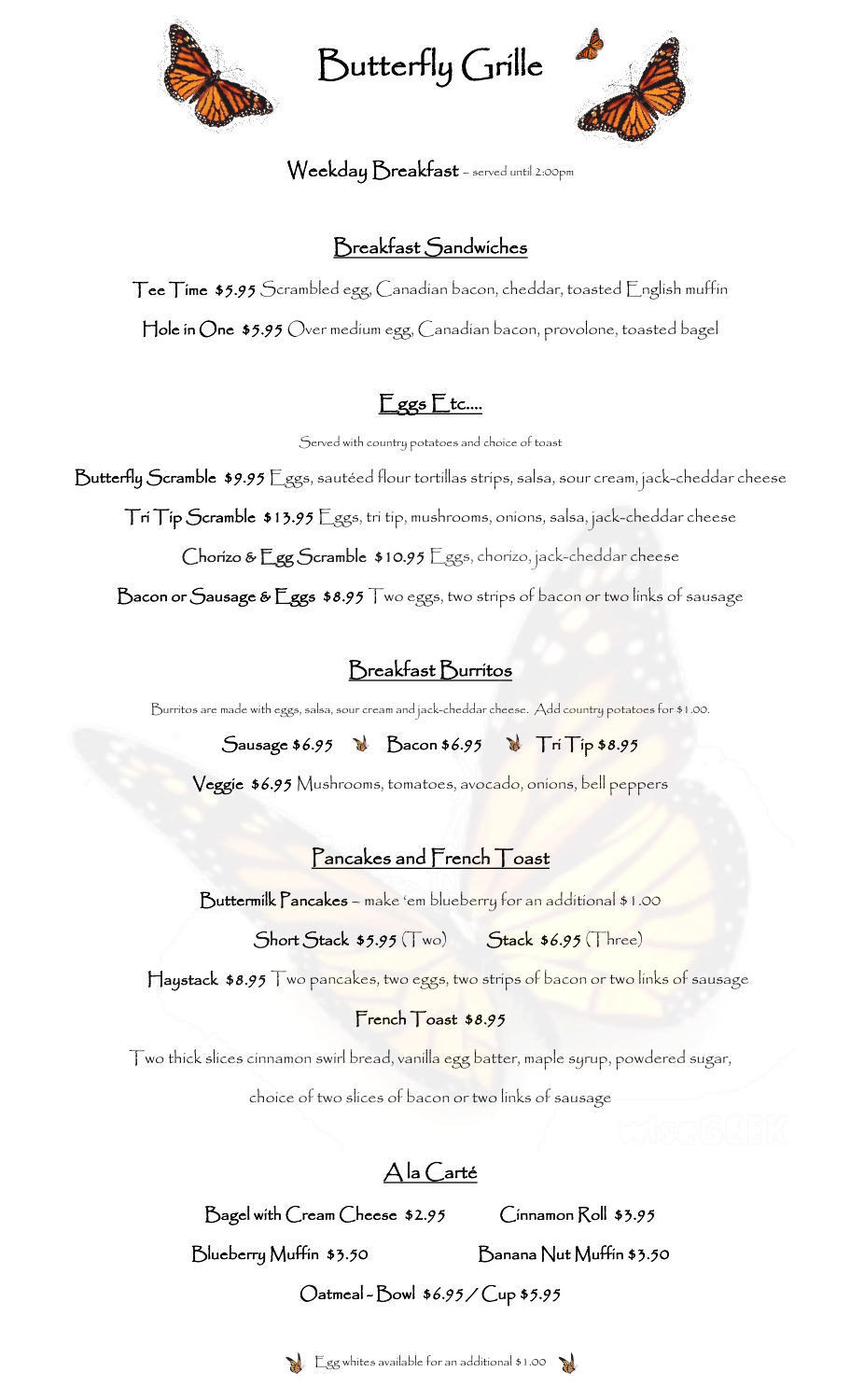# Butterfly Grille

## Weekday Breakfast – served until 2:00pm

### Breakfast Sandwiches

**Tee Time** *$5.95* Scrambled egg, Canadian bacon, cheddar, toasted English muffin

**Hole in One** *$5.95* Over medium egg, Canadian bacon, provolone, toasted bagel

### Eggs Etc....

Served with country potatoes and choice of toast

**Butterfly Scramble** *$9.95* Eggs, sautéed flour tortillas strips, salsa, sour cream, jack-cheddar cheese

**Tri Tip Scramble** *$13.95* Eggs, tri tip, mushrooms, onions, salsa, jack-cheddar cheese

**Chorizo & Egg Scramble** *$10.95* Eggs, chorizo, jack-cheddar cheese

**Bacon or Sausage & Eggs** *$8.95* Two eggs, two strips of bacon or two links of sausage

### Breakfast Burritos

Burritos are made with eggs, salsa, sour cream and jack-cheddar cheese. Add country potatoes for $1.00.

**Sausage** *$6.95* **Bacon** *$6.95* **Tri Tip** *$8.95*

**Veggie** *$6.95* Mushrooms, tomatoes, avocado, onions, bell peppers

### Pancakes and French Toast

**Buttermilk Pancakes** – make 'em blueberry for an additional $1.00

**Short Stack** *$5.95* (Two) **Stack** *$6.95* (Three)

**Haystack** *$8.95* Two pancakes, two eggs, two strips of bacon or two links of sausage

**French Toast** *$8.95*

Two thick slices cinnamon swirl bread, vanilla egg batter, maple syrup, powdered sugar, choice of two slices of bacon or two links of sausage

### A la Carté

**Bagel with Cream Cheese** *$2.95* **Cinnamon Roll** *$3.95*

**Blueberry Muffin** *$3.50* **Banana Nut Muffin** *$3.50*

**Oatmeal - Bowl** *$6.95 / Cup $5.95*

Egg whites available for an additional $1.00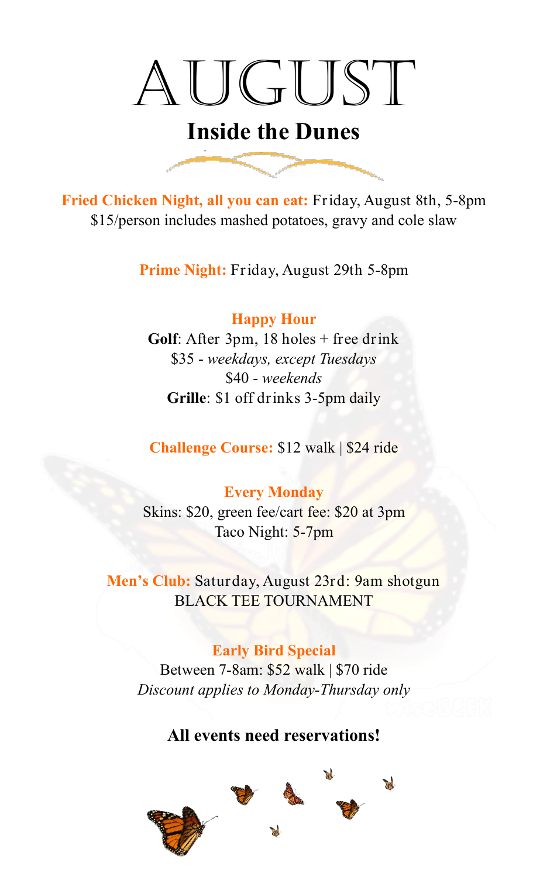# AUGUST

## Inside the Dunes

**Fried Chicken Night, all you can eat:** Friday, August 8th, 5-8pm
$15/person includes mashed potatoes, gravy and cole slaw

**Prime Night:** Friday, August 29th 5-8pm

**Happy Hour**

**Golf**: After 3pm, 18 holes + free drink
$35 - *weekdays, except Tuesdays*
$40 - *weekends*
**Grille**: $1 off drinks 3-5pm daily

**Challenge Course:** $12 walk | $24 ride

**Every Monday**

Skins: $20, green fee/cart fee: $20 at 3pm
Taco Night: 5-7pm

**Men's Club:** Saturday, August 23rd: 9am shotgun
BLACK TEE TOURNAMENT

**Early Bird Special**

Between 7-8am: $52 walk | $70 ride
*Discount applies to Monday-Thursday only*

**All events need reservations!**